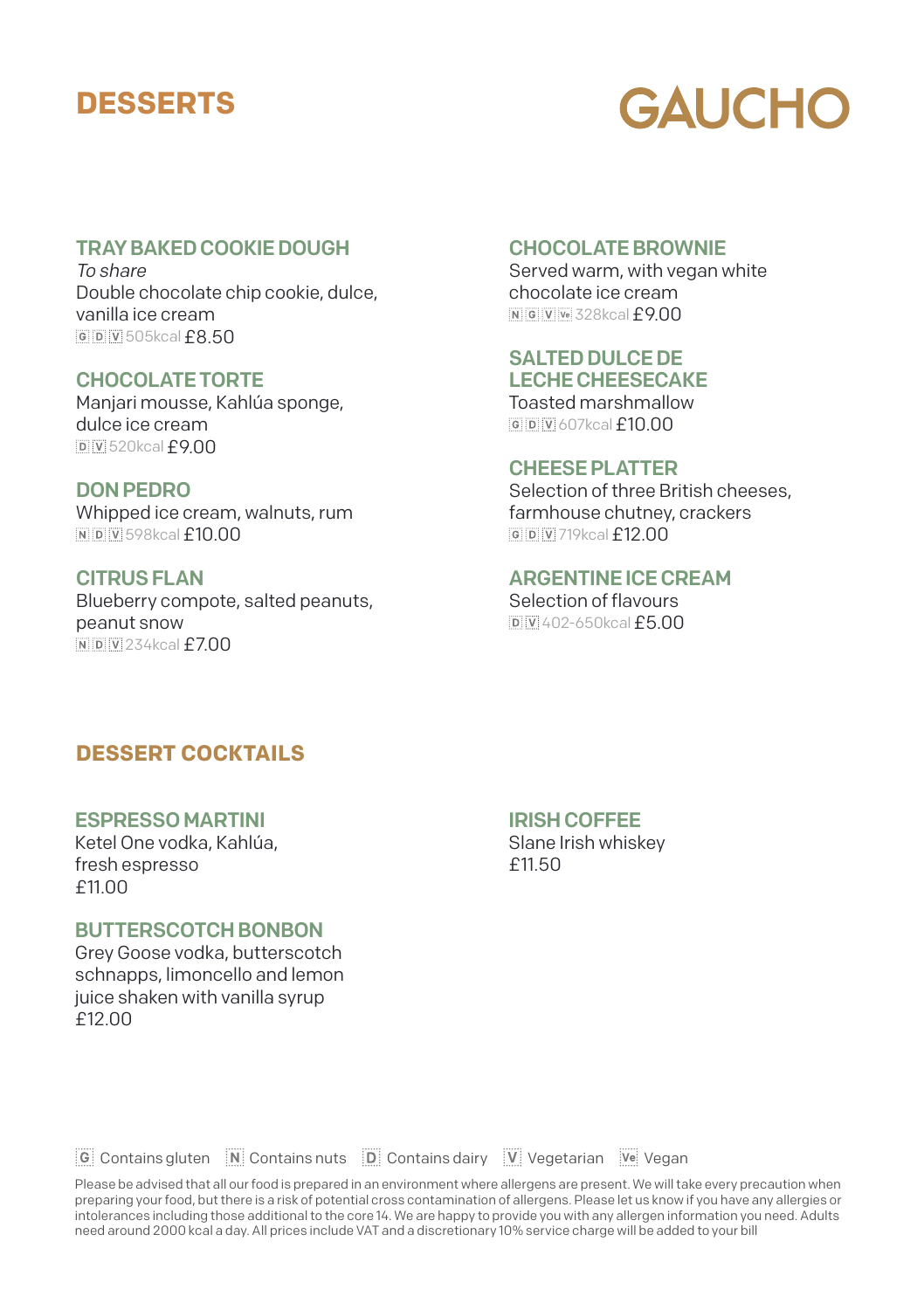# DESSERTS

GAUCHO

### TRAY BAKED COOKIE DOUGH

*To share*
Double chocolate chip cookie, dulce, vanilla ice cream
G D V 505kcal £8.50

### CHOCOLATE TORTE

Manjari mousse, Kahlúa sponge, dulce ice cream
D V 520kcal £9.00

### DON PEDRO

Whipped ice cream, walnuts, rum
N D V 598kcal £10.00

### CITRUS FLAN

Blueberry compote, salted peanuts, peanut snow
N D V 234kcal £7.00

### CHOCOLATE BROWNIE

Served warm, with vegan white chocolate ice cream
N G V Ve 328kcal £9.00

### SALTED DULCE DE LECHE CHEESECAKE

Toasted marshmallow
G D V 607kcal £10.00

### CHEESE PLATTER

Selection of three British cheeses, farmhouse chutney, crackers
G D V 719kcal £12.00

### ARGENTINE ICE CREAM

Selection of flavours
D V 402-650kcal £5.00

## DESSERT COCKTAILS

### ESPRESSO MARTINI

Ketel One vodka, Kahlúa, fresh espresso
£11.00

### BUTTERSCOTCH BONBON

Grey Goose vodka, butterscotch schnapps, limoncello and lemon juice shaken with vanilla syrup
£12.00

### IRISH COFFEE

Slane Irish whiskey
£11.50

G Contains gluten   N Contains nuts   D Contains dairy   V Vegetarian   Ve Vegan

Please be advised that all our food is prepared in an environment where allergens are present. We will take every precaution when preparing your food, but there is a risk of potential cross contamination of allergens. Please let us know if you have any allergies or intolerances including those additional to the core 14. We are happy to provide you with any allergen information you need. Adults need around 2000 kcal a day. All prices include VAT and a discretionary 10% service charge will be added to your bill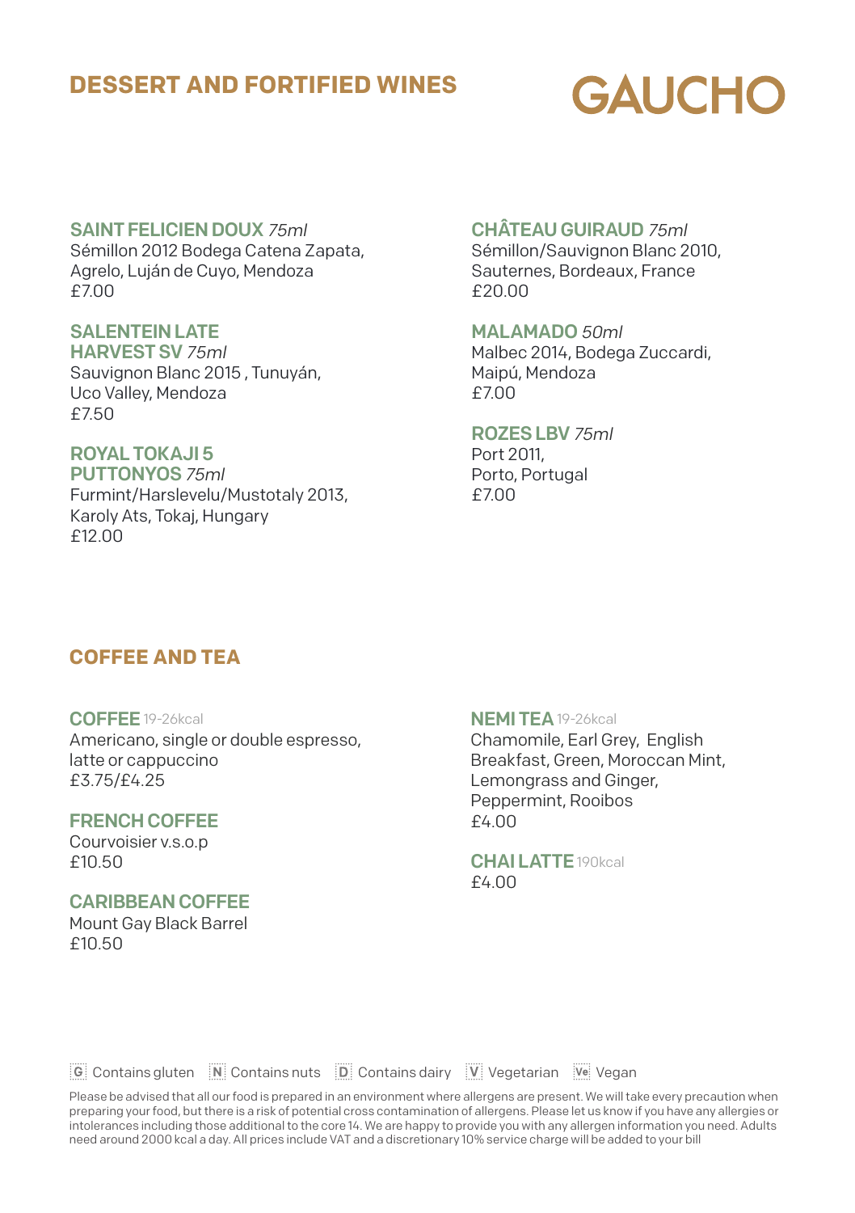# GAUCHO

## DESSERT AND FORTIFIED WINES

### SAINT FELICIEN DOUX *75ml*
Sémillon 2012 Bodega Catena Zapata, Agrelo, Luján de Cuyo, Mendoza
£7.00

### SALENTEIN LATE HARVEST SV *75ml*
Sauvignon Blanc 2015 , Tunuyán, Uco Valley, Mendoza
£7.50

### ROYAL TOKAJI 5 PUTTONYOS *75ml*
Furmint/Harslevelu/Mustotaly 2013, Karoly Ats, Tokaj, Hungary
£12.00

### CHÂTEAU GUIRAUD *75ml*
Sémillon/Sauvignon Blanc 2010, Sauternes, Bordeaux, France
£20.00

### MALAMADO *50ml*
Malbec 2014, Bodega Zuccardi, Maipú, Mendoza
£7.00

### ROZES LBV *75ml*
Port 2011, Porto, Portugal
£7.00

## COFFEE AND TEA

### COFFEE 19-26kcal
Americano, single or double espresso, latte or cappuccino
£3.75/£4.25

### FRENCH COFFEE
Courvoisier v.s.o.p
£10.50

### CARIBBEAN COFFEE
Mount Gay Black Barrel
£10.50

### NEMI TEA 19-26kcal
Chamomile, Earl Grey, English Breakfast, Green, Moroccan Mint, Lemongrass and Ginger, Peppermint, Rooibos
£4.00

### CHAI LATTE 190kcal
£4.00

G Contains gluten N Contains nuts D Contains dairy V Vegetarian Ve Vegan

Please be advised that all our food is prepared in an environment where allergens are present. We will take every precaution when preparing your food, but there is a risk of potential cross contamination of allergens. Please let us know if you have any allergies or intolerances including those additional to the core 14. We are happy to provide you with any allergen information you need. Adults need around 2000 kcal a day. All prices include VAT and a discretionary 10% service charge will be added to your bill